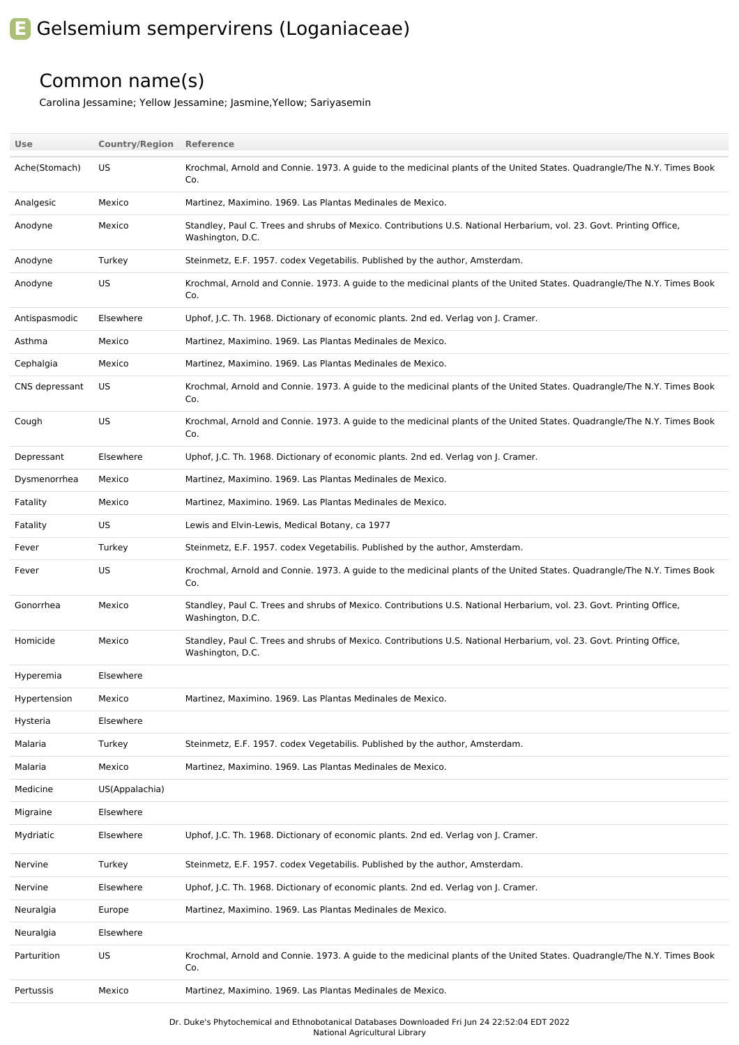# E Gelsemium sempervirens (Loganiaceae)

## Common name(s)

Carolina Jessamine; Yellow Jessamine; Jasmine,Yellow; Sariyasemin

| Use | Country/Region | Reference |
|---|---|---|
| Ache(Stomach) | US | Krochmal, Arnold and Connie. 1973. A guide to the medicinal plants of the United States. Quadrangle/The N.Y. Times Book Co. |
| Analgesic | Mexico | Martinez, Maximino. 1969. Las Plantas Medinales de Mexico. |
| Anodyne | Mexico | Standley, Paul C. Trees and shrubs of Mexico. Contributions U.S. National Herbarium, vol. 23. Govt. Printing Office, Washington, D.C. |
| Anodyne | Turkey | Steinmetz, E.F. 1957. codex Vegetabilis. Published by the author, Amsterdam. |
| Anodyne | US | Krochmal, Arnold and Connie. 1973. A guide to the medicinal plants of the United States. Quadrangle/The N.Y. Times Book Co. |
| Antispasmodic | Elsewhere | Uphof, J.C. Th. 1968. Dictionary of economic plants. 2nd ed. Verlag von J. Cramer. |
| Asthma | Mexico | Martinez, Maximino. 1969. Las Plantas Medinales de Mexico. |
| Cephalgia | Mexico | Martinez, Maximino. 1969. Las Plantas Medinales de Mexico. |
| CNS depressant | US | Krochmal, Arnold and Connie. 1973. A guide to the medicinal plants of the United States. Quadrangle/The N.Y. Times Book Co. |
| Cough | US | Krochmal, Arnold and Connie. 1973. A guide to the medicinal plants of the United States. Quadrangle/The N.Y. Times Book Co. |
| Depressant | Elsewhere | Uphof, J.C. Th. 1968. Dictionary of economic plants. 2nd ed. Verlag von J. Cramer. |
| Dysmenorrhea | Mexico | Martinez, Maximino. 1969. Las Plantas Medinales de Mexico. |
| Fatality | Mexico | Martinez, Maximino. 1969. Las Plantas Medinales de Mexico. |
| Fatality | US | Lewis and Elvin-Lewis, Medical Botany, ca 1977 |
| Fever | Turkey | Steinmetz, E.F. 1957. codex Vegetabilis. Published by the author, Amsterdam. |
| Fever | US | Krochmal, Arnold and Connie. 1973. A guide to the medicinal plants of the United States. Quadrangle/The N.Y. Times Book Co. |
| Gonorrhea | Mexico | Standley, Paul C. Trees and shrubs of Mexico. Contributions U.S. National Herbarium, vol. 23. Govt. Printing Office, Washington, D.C. |
| Homicide | Mexico | Standley, Paul C. Trees and shrubs of Mexico. Contributions U.S. National Herbarium, vol. 23. Govt. Printing Office, Washington, D.C. |
| Hyperemia | Elsewhere | |
| Hypertension | Mexico | Martinez, Maximino. 1969. Las Plantas Medinales de Mexico. |
| Hysteria | Elsewhere | |
| Malaria | Turkey | Steinmetz, E.F. 1957. codex Vegetabilis. Published by the author, Amsterdam. |
| Malaria | Mexico | Martinez, Maximino. 1969. Las Plantas Medinales de Mexico. |
| Medicine | US(Appalachia) | |
| Migraine | Elsewhere | |
| Mydriatic | Elsewhere | Uphof, J.C. Th. 1968. Dictionary of economic plants. 2nd ed. Verlag von J. Cramer. |
| Nervine | Turkey | Steinmetz, E.F. 1957. codex Vegetabilis. Published by the author, Amsterdam. |
| Nervine | Elsewhere | Uphof, J.C. Th. 1968. Dictionary of economic plants. 2nd ed. Verlag von J. Cramer. |
| Neuralgia | Europe | Martinez, Maximino. 1969. Las Plantas Medinales de Mexico. |
| Neuralgia | Elsewhere | |
| Parturition | US | Krochmal, Arnold and Connie. 1973. A guide to the medicinal plants of the United States. Quadrangle/The N.Y. Times Book Co. |
| Pertussis | Mexico | Martinez, Maximino. 1969. Las Plantas Medinales de Mexico. |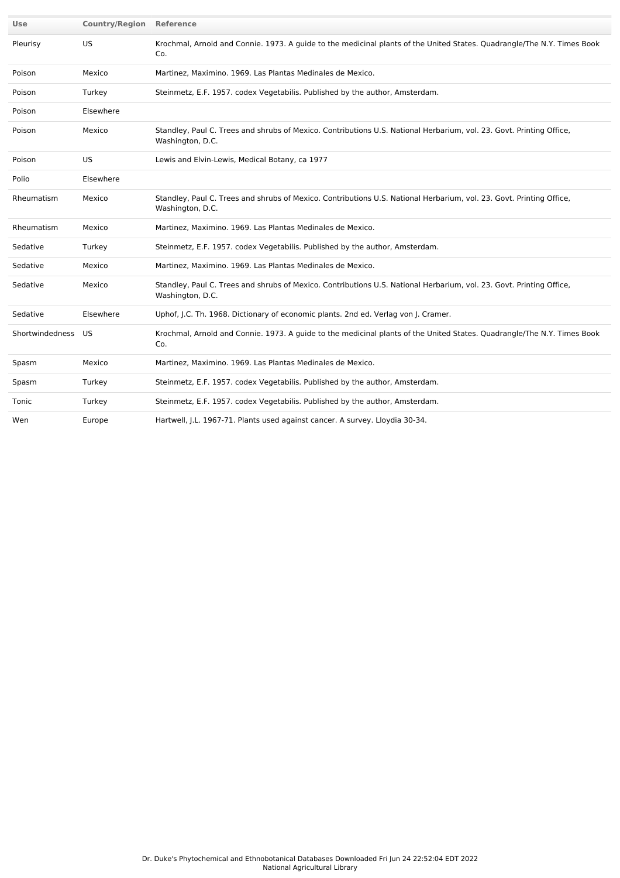| Use | Country/Region | Reference |
| --- | --- | --- |
| Pleurisy | US | Krochmal, Arnold and Connie. 1973. A guide to the medicinal plants of the United States. Quadrangle/The N.Y. Times Book Co. |
| Poison | Mexico | Martinez, Maximino. 1969. Las Plantas Medinales de Mexico. |
| Poison | Turkey | Steinmetz, E.F. 1957. codex Vegetabilis. Published by the author, Amsterdam. |
| Poison | Elsewhere | |
| Poison | Mexico | Standley, Paul C. Trees and shrubs of Mexico. Contributions U.S. National Herbarium, vol. 23. Govt. Printing Office, Washington, D.C. |
| Poison | US | Lewis and Elvin-Lewis, Medical Botany, ca 1977 |
| Polio | Elsewhere | |
| Rheumatism | Mexico | Standley, Paul C. Trees and shrubs of Mexico. Contributions U.S. National Herbarium, vol. 23. Govt. Printing Office, Washington, D.C. |
| Rheumatism | Mexico | Martinez, Maximino. 1969. Las Plantas Medinales de Mexico. |
| Sedative | Turkey | Steinmetz, E.F. 1957. codex Vegetabilis. Published by the author, Amsterdam. |
| Sedative | Mexico | Martinez, Maximino. 1969. Las Plantas Medinales de Mexico. |
| Sedative | Mexico | Standley, Paul C. Trees and shrubs of Mexico. Contributions U.S. National Herbarium, vol. 23. Govt. Printing Office, Washington, D.C. |
| Sedative | Elsewhere | Uphof, J.C. Th. 1968. Dictionary of economic plants. 2nd ed. Verlag von J. Cramer. |
| Shortwindedness | US | Krochmal, Arnold and Connie. 1973. A guide to the medicinal plants of the United States. Quadrangle/The N.Y. Times Book Co. |
| Spasm | Mexico | Martinez, Maximino. 1969. Las Plantas Medinales de Mexico. |
| Spasm | Turkey | Steinmetz, E.F. 1957. codex Vegetabilis. Published by the author, Amsterdam. |
| Tonic | Turkey | Steinmetz, E.F. 1957. codex Vegetabilis. Published by the author, Amsterdam. |
| Wen | Europe | Hartwell, J.L. 1967-71. Plants used against cancer. A survey. Lloydia 30-34. |